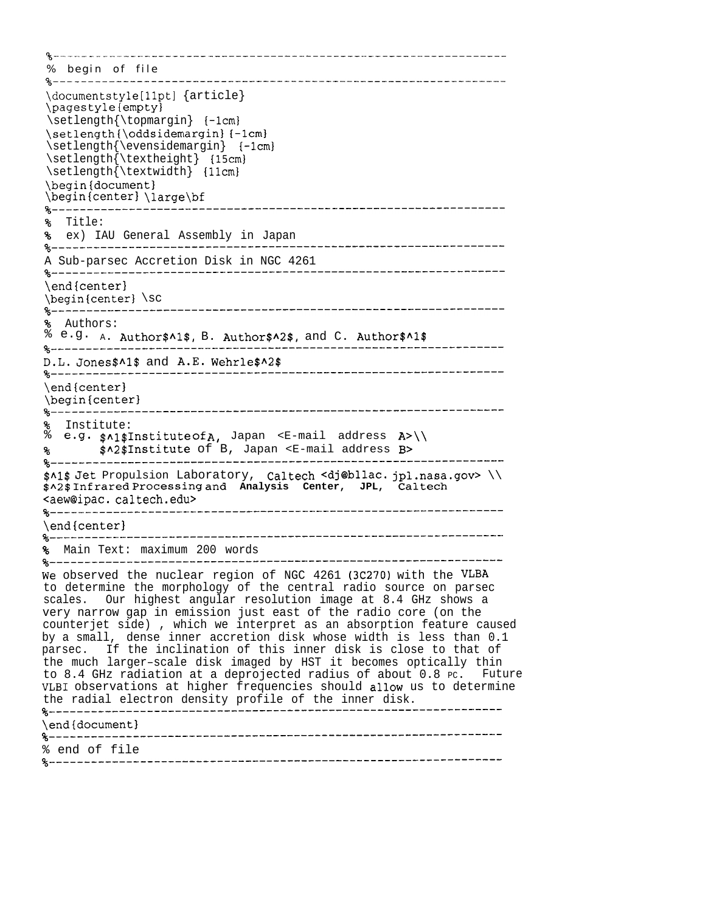```
%------------------------------------------------------------------
% begin of file
%------------------------------------------------------------------
\documentstyle[11pt] {article}
\pagestyle{empty}
\setlength{\topmargin} {-1cm}
\setlength{\oddsidemargin} {-1cm}
\setlength{\evensidemargin} {-1cm}
\setlength{\textheight} {15cm}
\setlength{\textwidth} {11cm}
\begin{document}
\begin{center} \large\bf
%------------------------------------------------------------------
%  Title:
%  ex) IAU General Assembly in Japan
%------------------------------------------------------------------
A Sub-parsec Accretion Disk in NGC 4261
%------------------------------------------------------------------
\end{center}
\begin{center} \sc
%------------------------------------------------------------------
%  Authors:
% e.g. A. Author$^1$, B. Author$^2$, and C. Author$^1$
%------------------------------------------------------------------
D.L. Jones$^1$ and A.E. Wehrle$^2$
%------------------------------------------------------------------
\end{center}
\begin{center}
%------------------------------------------------------------------
%  Institute:
% e.g. $^1$Institute of A, Japan <E-mail address A>\\
%      $^2$Institute of B, Japan <E-mail address B>
%------------------------------------------------------------------
$^1$ Jet Propulsion Laboratory, Caltech <dj@bllac.jpl.nasa.gov> \\
$^2$ Infrared Processing and Analysis Center, JPL, Caltech
<aew@ipac.caltech.edu>
%------------------------------------------------------------------
\end{center}
%------------------------------------------------------------------
%  Main Text: maximum 200 words
%------------------------------------------------------------------
We observed the nuclear region of NGC 4261 (3C270) with the VLBA
to determine the morphology of the central radio source on parsec
scales.  Our highest angular resolution image at 8.4 GHz shows a
very narrow gap in emission just east of the radio core (on the
counterjet side) , which we interpret as an absorption feature caused
by a small, dense inner accretion disk whose width is less than 0.1
parsec.  If the inclination of this inner disk is close to that of
the much larger-scale disk imaged by HST it becomes optically thin
to 8.4 GHz radiation at a deprojected radius of about 0.8 pc.  Future
VLBI observations at higher frequencies should allow us to determine
the radial electron density profile of the inner disk.
%------------------------------------------------------------------
\end{document}
%------------------------------------------------------------------
% end of file
%------------------------------------------------------------------
```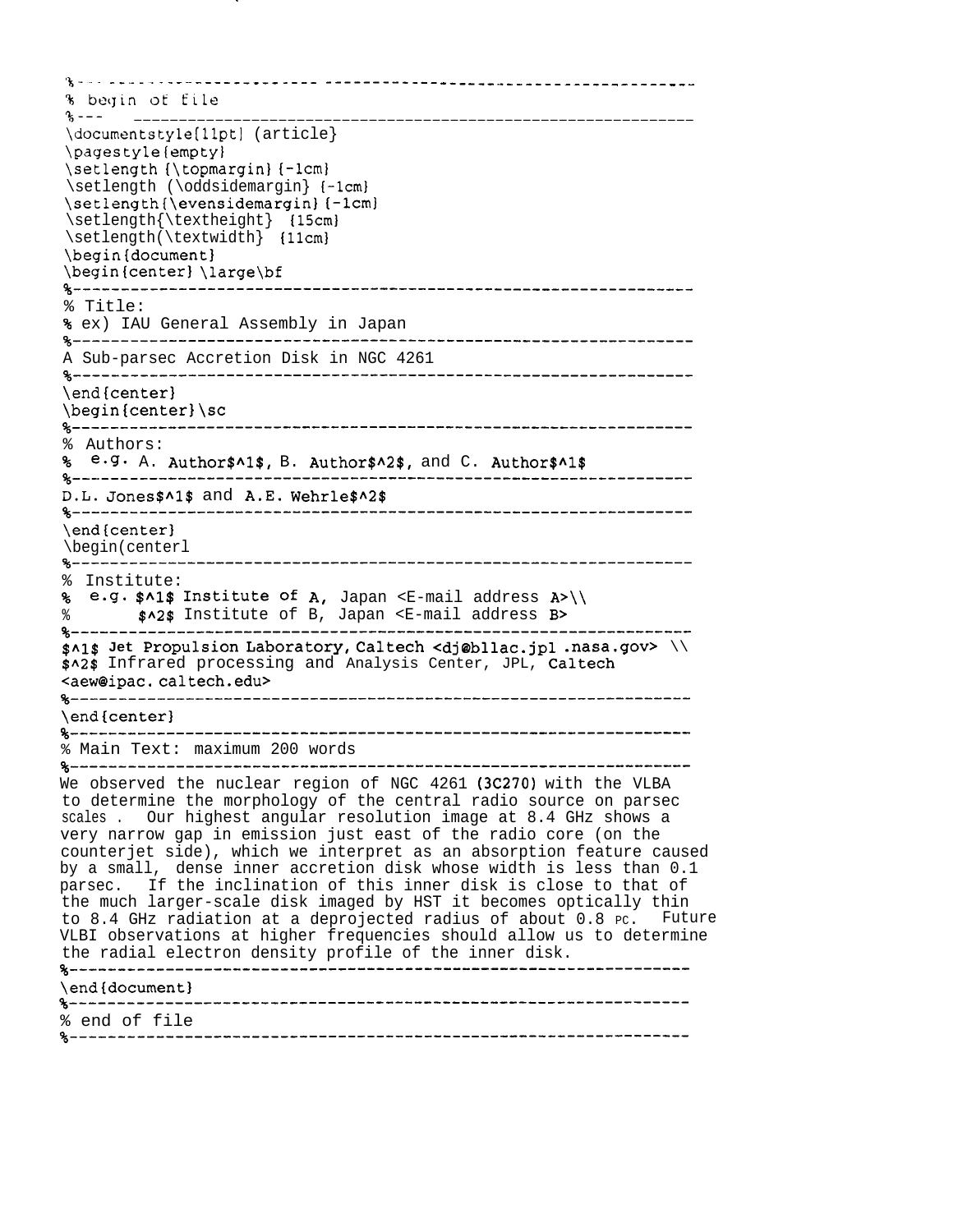```
%-------------------------------------------------------------------
% begin of file
%---  --------------------------------------------------------------
\documentstyle[11pt] (article}
\pagestyle{empty}
\setlength {\topmargin}{-1cm}
\setlength (\oddsidemargin} {-1cm}
\setlength{\evensidemargin}{-1cm}
\setlength{\textheight} {15cm}
\setlength(\textwidth} {11cm}
\begin{document}
\begin{center} \large\bf
%-------------------------------------------------------------------
% Title:
% ex) IAU General Assembly in Japan
%-------------------------------------------------------------------
A Sub-parsec Accretion Disk in NGC 4261
%-------------------------------------------------------------------
\end{center}
\begin{center}\sc
%-------------------------------------------------------------------
% Authors:
% e.g. A. Author$^1$, B. Author$^2$, and C. Author$^1$
%-------------------------------------------------------------------
D.L. Jones$^1$ and A.E. Wehrle$^2$
%-------------------------------------------------------------------
\end{center}
\begin(centerl
%-------------------------------------------------------------------
% Institute:
% e.g. $^1$ Institute of A, Japan <E-mail address A>\\
%      $^2$ Institute of B, Japan <E-mail address B>
%-------------------------------------------------------------------
$^1$ Jet Propulsion Laboratory, Caltech <dj@bllac.jpl .nasa.gov> \\
$^2$ Infrared processing and Analysis Center, JPL, Caltech
<aew@ipac. caltech.edu>
%-------------------------------------------------------------------
\end{center}
%-------------------------------------------------------------------
% Main Text: maximum 200 words
%-------------------------------------------------------------------
We observed the nuclear region of NGC 4261 (3C270) with the VLBA
to determine the morphology of the central radio source on parsec
scales .  Our highest angular resolution image at 8.4 GHz shows a
very narrow gap in emission just east of the radio core (on the
counterjet side), which we interpret as an absorption feature caused
by a small, dense inner accretion disk whose width is less than 0.1
parsec.  If the inclination of this inner disk is close to that of
the much larger-scale disk imaged by HST it becomes optically thin
to 8.4 GHz radiation at a deprojected radius of about 0.8 pc.  Future
VLBI observations at higher frequencies should allow us to determine
the radial electron density profile of the inner disk.
%-------------------------------------------------------------------
\end{document}
%-------------------------------------------------------------------
% end of file
%-------------------------------------------------------------------
```